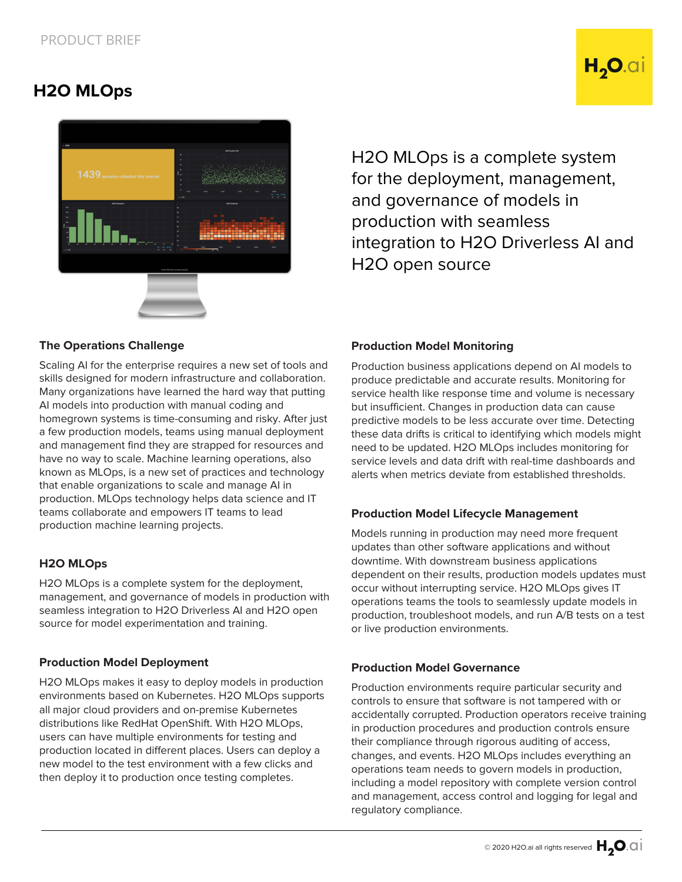PRODUCT BRIEF

# H2O MLOps

H2O MLOps is a complete system for the deployment, management, and governance of models in production with seamless integration to H2O Driverless AI and H2O open source

## The Operations Challenge

Scaling AI for the enterprise requires a new set of tools and skills designed for modern infrastructure and collaboration. Many organizations have learned the hard way that putting AI models into production with manual coding and homegrown systems is time-consuming and risky. After just a few production models, teams using manual deployment and management find they are strapped for resources and have no way to scale. Machine learning operations, also known as MLOps, is a new set of practices and technology that enable organizations to scale and manage AI in production. MLOps technology helps data science and IT teams collaborate and empowers IT teams to lead production machine learning projects.

## H2O MLOps

H2O MLOps is a complete system for the deployment, management, and governance of models in production with seamless integration to H2O Driverless AI and H2O open source for model experimentation and training.

## Production Model Deployment

H2O MLOps makes it easy to deploy models in production environments based on Kubernetes. H2O MLOps supports all major cloud providers and on-premise Kubernetes distributions like RedHat OpenShift. With H2O MLOps, users can have multiple environments for testing and production located in different places. Users can deploy a new model to the test environment with a few clicks and then deploy it to production once testing completes.

## Production Model Monitoring

Production business applications depend on AI models to produce predictable and accurate results. Monitoring for service health like response time and volume is necessary but insufficient. Changes in production data can cause predictive models to be less accurate over time. Detecting these data drifts is critical to identifying which models might need to be updated. H2O MLOps includes monitoring for service levels and data drift with real-time dashboards and alerts when metrics deviate from established thresholds.

## Production Model Lifecycle Management

Models running in production may need more frequent updates than other software applications and without downtime. With downstream business applications dependent on their results, production models updates must occur without interrupting service. H2O MLOps gives IT operations teams the tools to seamlessly update models in production, troubleshoot models, and run A/B tests on a test or live production environments.

## Production Model Governance

Production environments require particular security and controls to ensure that software is not tampered with or accidentally corrupted. Production operators receive training in production procedures and production controls ensure their compliance through rigorous auditing of access, changes, and events. H2O MLOps includes everything an operations team needs to govern models in production, including a model repository with complete version control and management, access control and logging for legal and regulatory compliance.

© 2020 H2O.ai all rights reserved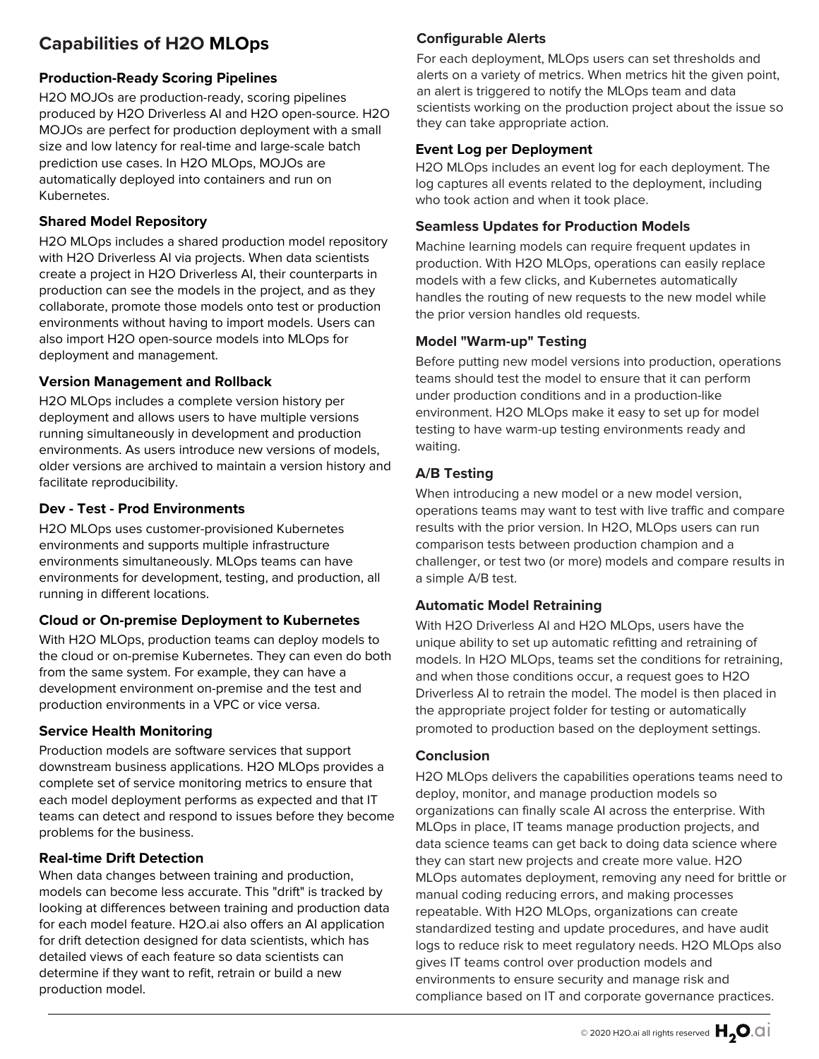## Capabilities of H2O MLOps

### Production-Ready Scoring Pipelines

H2O MOJOs are production-ready, scoring pipelines produced by H2O Driverless AI and H2O open-source. H2O MOJOs are perfect for production deployment with a small size and low latency for real-time and large-scale batch prediction use cases. In H2O MLOps, MOJOs are automatically deployed into containers and run on Kubernetes.

### Shared Model Repository

H2O MLOps includes a shared production model repository with H2O Driverless AI via projects. When data scientists create a project in H2O Driverless AI, their counterparts in production can see the models in the project, and as they collaborate, promote those models onto test or production environments without having to import models. Users can also import H2O open-source models into MLOps for deployment and management.

### Version Management and Rollback

H2O MLOps includes a complete version history per deployment and allows users to have multiple versions running simultaneously in development and production environments. As users introduce new versions of models, older versions are archived to maintain a version history and facilitate reproducibility.

### Dev - Test - Prod Environments

H2O MLOps uses customer-provisioned Kubernetes environments and supports multiple infrastructure environments simultaneously. MLOps teams can have environments for development, testing, and production, all running in different locations.

### Cloud or On-premise Deployment to Kubernetes

With H2O MLOps, production teams can deploy models to the cloud or on-premise Kubernetes. They can even do both from the same system. For example, they can have a development environment on-premise and the test and production environments in a VPC or vice versa.

### Service Health Monitoring

Production models are software services that support downstream business applications. H2O MLOps provides a complete set of service monitoring metrics to ensure that each model deployment performs as expected and that IT teams can detect and respond to issues before they become problems for the business.

### Real-time Drift Detection

When data changes between training and production, models can become less accurate. This "drift" is tracked by looking at differences between training and production data for each model feature. H2O.ai also offers an AI application for drift detection designed for data scientists, which has detailed views of each feature so data scientists can determine if they want to refit, retrain or build a new production model.

### Configurable Alerts

For each deployment, MLOps users can set thresholds and alerts on a variety of metrics. When metrics hit the given point, an alert is triggered to notify the MLOps team and data scientists working on the production project about the issue so they can take appropriate action.

### Event Log per Deployment

H2O MLOps includes an event log for each deployment. The log captures all events related to the deployment, including who took action and when it took place.

### Seamless Updates for Production Models

Machine learning models can require frequent updates in production. With H2O MLOps, operations can easily replace models with a few clicks, and Kubernetes automatically handles the routing of new requests to the new model while the prior version handles old requests.

### Model "Warm-up" Testing

Before putting new model versions into production, operations teams should test the model to ensure that it can perform under production conditions and in a production-like environment. H2O MLOps make it easy to set up for model testing to have warm-up testing environments ready and waiting.

### A/B Testing

When introducing a new model or a new model version, operations teams may want to test with live traffic and compare results with the prior version. In H2O, MLOps users can run comparison tests between production champion and a challenger, or test two (or more) models and compare results in a simple A/B test.

### Automatic Model Retraining

With H2O Driverless AI and H2O MLOps, users have the unique ability to set up automatic refitting and retraining of models. In H2O MLOps, teams set the conditions for retraining, and when those conditions occur, a request goes to H2O Driverless AI to retrain the model. The model is then placed in the appropriate project folder for testing or automatically promoted to production based on the deployment settings.

### Conclusion

H2O MLOps delivers the capabilities operations teams need to deploy, monitor, and manage production models so organizations can finally scale AI across the enterprise. With MLOps in place, IT teams manage production projects, and data science teams can get back to doing data science where they can start new projects and create more value. H2O MLOps automates deployment, removing any need for brittle or manual coding reducing errors, and making processes repeatable. With H2O MLOps, organizations can create standardized testing and update procedures, and have audit logs to reduce risk to meet regulatory needs. H2O MLOps also gives IT teams control over production models and environments to ensure security and manage risk and compliance based on IT and corporate governance practices.

© 2020 H2O.ai all rights reserved